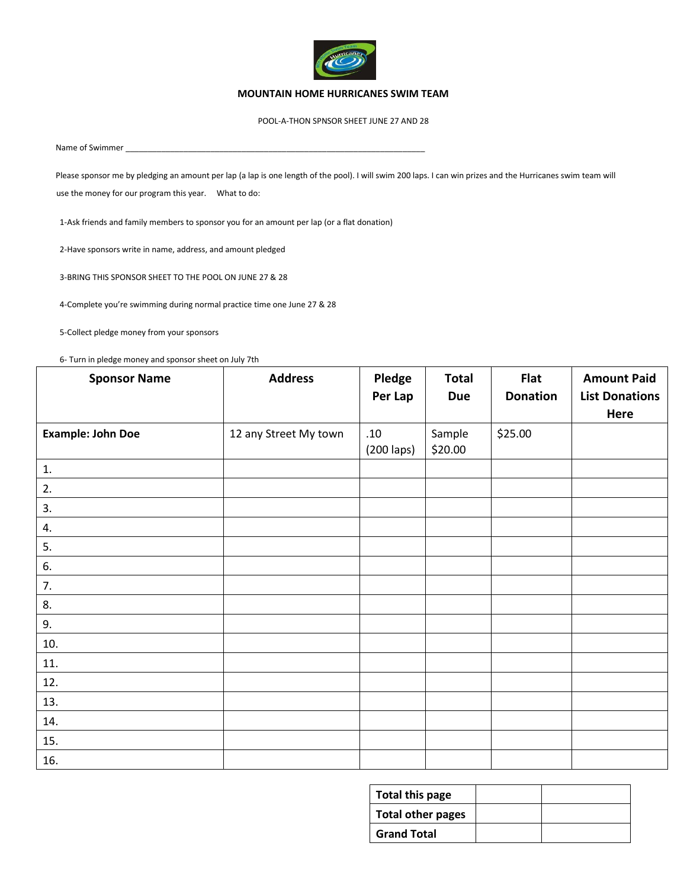# MOUNTAIN HOME HURRICANES SWIM TEAM

POOL-A-THON SPNSOR SHEET JUNE 27 AND 28

Name of Swimmer ______________________________________________________________________

Please sponsor me by pledging an amount per lap (a lap is one length of the pool). I will swim 200 laps. I can win prizes and the Hurricanes swim team will use the money for our program this year.    What to do:

1-Ask friends and family members to sponsor you for an amount per lap (or a flat donation)

2-Have sponsors write in name, address, and amount pledged

3-BRING THIS SPONSOR SHEET TO THE POOL ON JUNE 27 & 28

4-Complete you're swimming during normal practice time one June 27 & 28

5-Collect pledge money from your sponsors

6- Turn in pledge money and sponsor sheet on July 7th

| Sponsor Name | Address | Pledge Per Lap | Total Due | Flat Donation | Amount Paid List Donations Here |
|---|---|---|---|---|---|
| **Example: John Doe** | 12 any Street My town | .10 (200 laps) | Sample $20.00 | $25.00 | |
| 1. | | | | | |
| 2. | | | | | |
| 3. | | | | | |
| 4. | | | | | |
| 5. | | | | | |
| 6. | | | | | |
| 7. | | | | | |
| 8. | | | | | |
| 9. | | | | | |
| 10. | | | | | |
| 11. | | | | | |
| 12. | | | | | |
| 13. | | | | | |
| 14. | | | | | |
| 15. | | | | | |
| 16. | | | | | |

| | | |
|---|---|---|
| **Total this page** | | |
| **Total other pages** | | |
| **Grand Total** | | |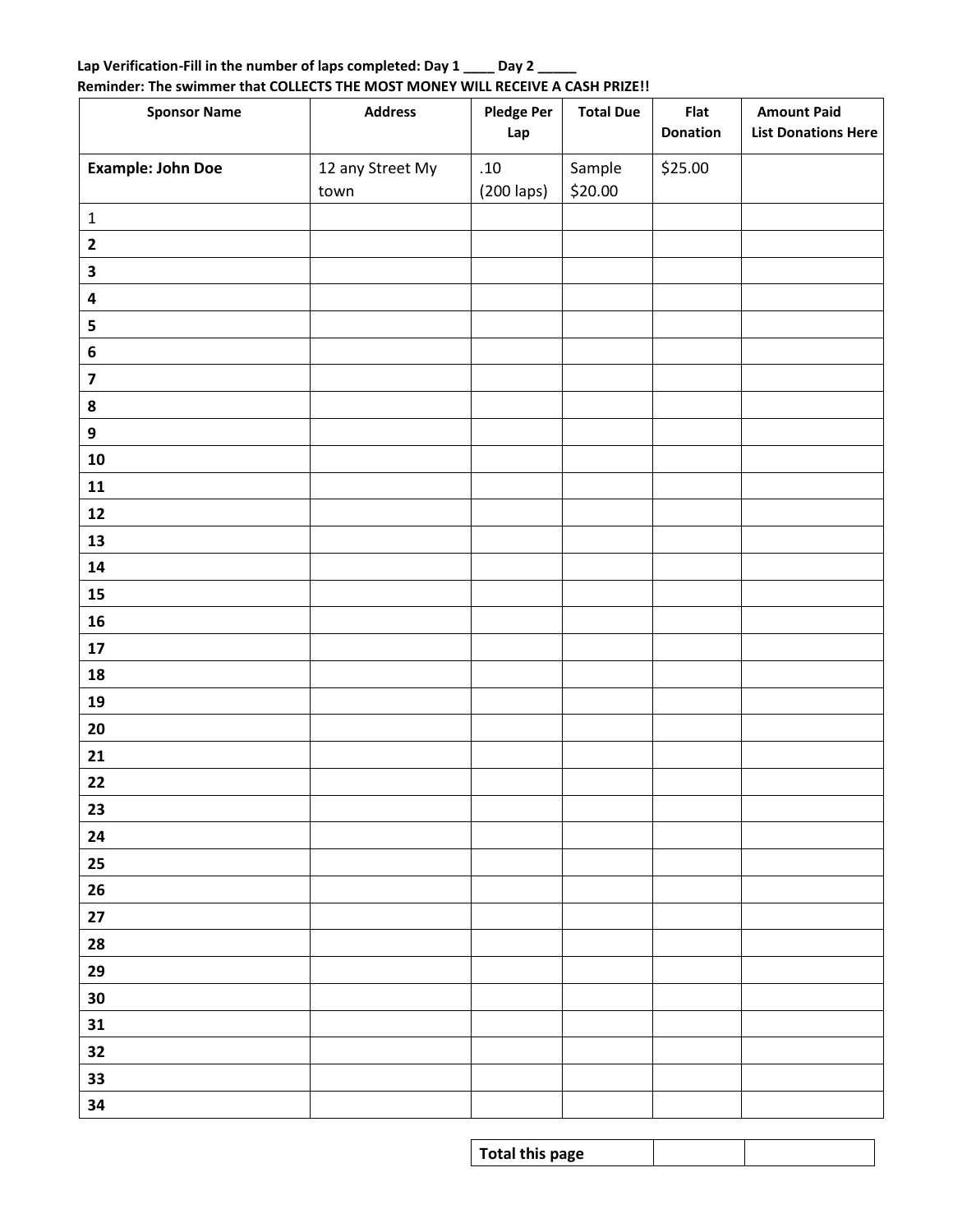**Lap Verification-Fill in the number of laps completed: Day 1 ____ Day 2 _____**

**Reminder: The swimmer that COLLECTS THE MOST MONEY WILL RECEIVE A CASH PRIZE!!**

| Sponsor Name | Address | Pledge Per Lap | Total Due | Flat Donation | Amount Paid List Donations Here |
|---|---|---|---|---|---|
| **Example: John Doe** | 12 any Street My town | .10 (200 laps) | Sample $20.00 | $25.00 | |
| 1 | | | | | |
| **2** | | | | | |
| **3** | | | | | |
| **4** | | | | | |
| **5** | | | | | |
| **6** | | | | | |
| **7** | | | | | |
| **8** | | | | | |
| **9** | | | | | |
| **10** | | | | | |
| **11** | | | | | |
| **12** | | | | | |
| **13** | | | | | |
| **14** | | | | | |
| **15** | | | | | |
| **16** | | | | | |
| **17** | | | | | |
| **18** | | | | | |
| **19** | | | | | |
| **20** | | | | | |
| **21** | | | | | |
| **22** | | | | | |
| **23** | | | | | |
| **24** | | | | | |
| **25** | | | | | |
| **26** | | | | | |
| **27** | | | | | |
| **28** | | | | | |
| **29** | | | | | |
| **30** | | | | | |
| **31** | | | | | |
| **32** | | | | | |
| **33** | | | | | |
| **34** | | | | | |

| | | |
|---|---|---|
| **Total this page** | | |